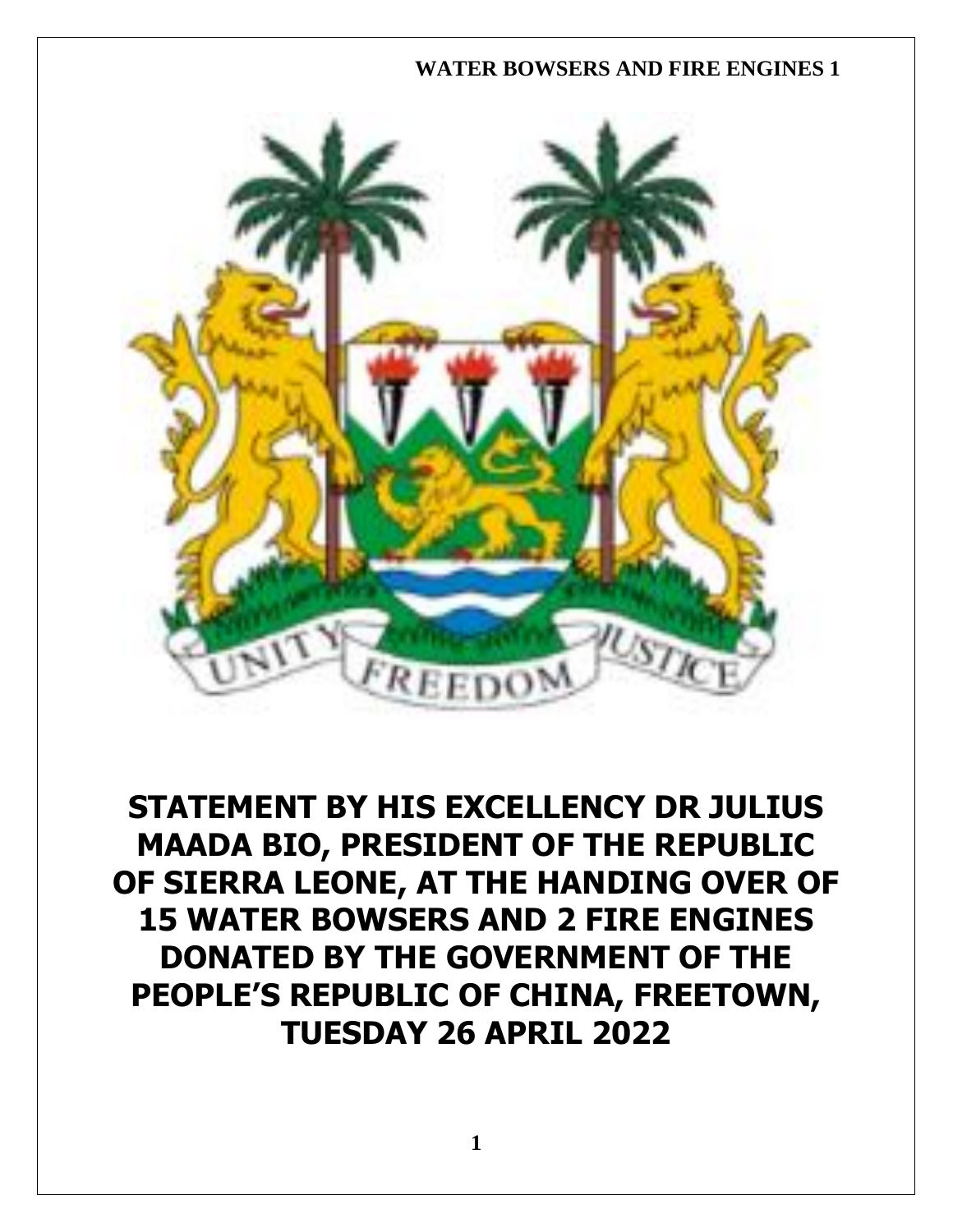# STATEMENT BY HIS EXCELLENCY DR JULIUS MAADA BIO, PRESIDENT OF THE REPUBLIC OF SIERRA LEONE, AT THE HANDING OVER OF 15 WATER BOWSERS AND 2 FIRE ENGINES DONATED BY THE GOVERNMENT OF THE PEOPLE'S REPUBLIC OF CHINA, FREETOWN, TUESDAY 26 APRIL 2022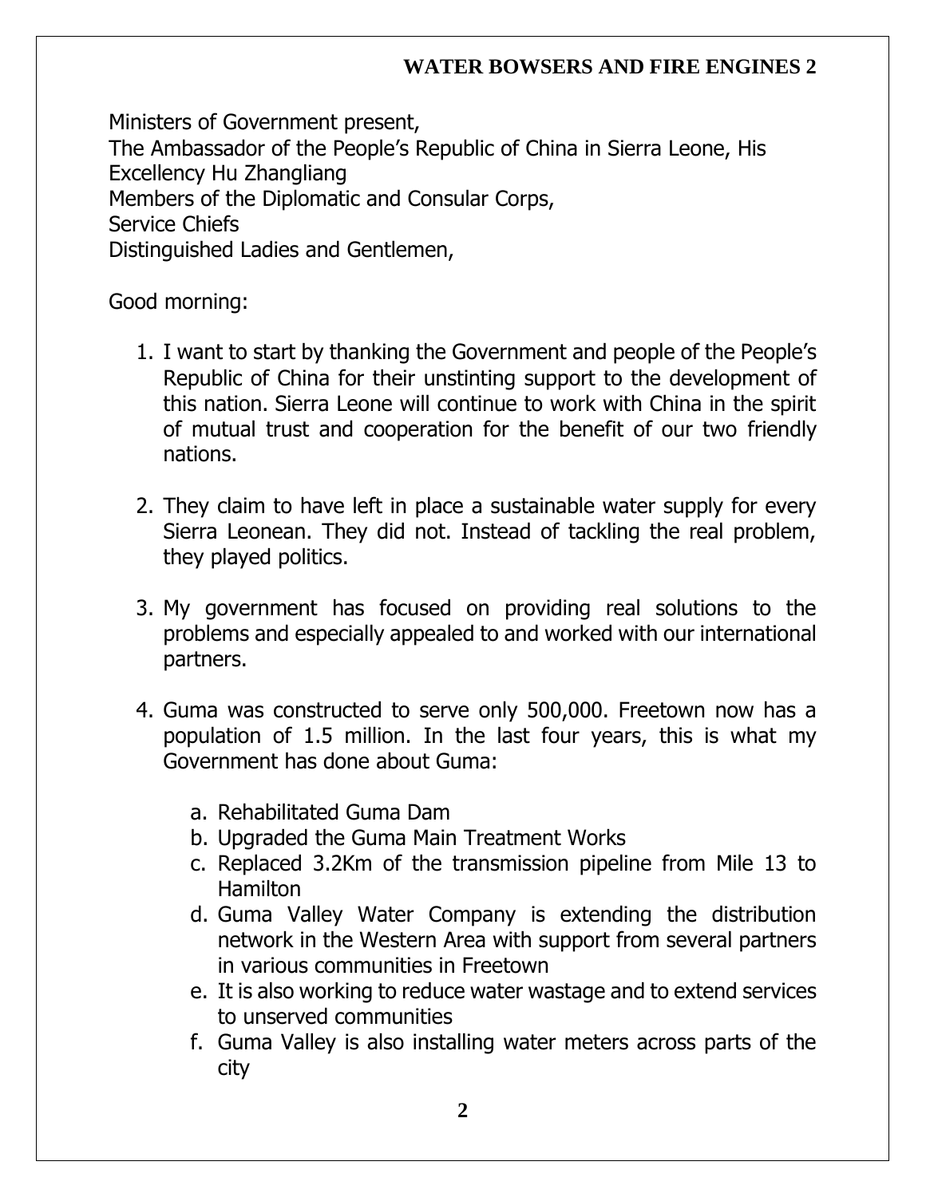Ministers of Government present,
The Ambassador of the People's Republic of China in Sierra Leone, His Excellency Hu Zhangliang
Members of the Diplomatic and Consular Corps,
Service Chiefs
Distinguished Ladies and Gentlemen,

Good morning:

1. I want to start by thanking the Government and people of the People's Republic of China for their unstinting support to the development of this nation. Sierra Leone will continue to work with China in the spirit of mutual trust and cooperation for the benefit of our two friendly nations.

2. They claim to have left in place a sustainable water supply for every Sierra Leonean. They did not. Instead of tackling the real problem, they played politics.

3. My government has focused on providing real solutions to the problems and especially appealed to and worked with our international partners.

4. Guma was constructed to serve only 500,000. Freetown now has a population of 1.5 million. In the last four years, this is what my Government has done about Guma:

   a. Rehabilitated Guma Dam
   b. Upgraded the Guma Main Treatment Works
   c. Replaced 3.2Km of the transmission pipeline from Mile 13 to Hamilton
   d. Guma Valley Water Company is extending the distribution network in the Western Area with support from several partners in various communities in Freetown
   e. It is also working to reduce water wastage and to extend services to unserved communities
   f. Guma Valley is also installing water meters across parts of the city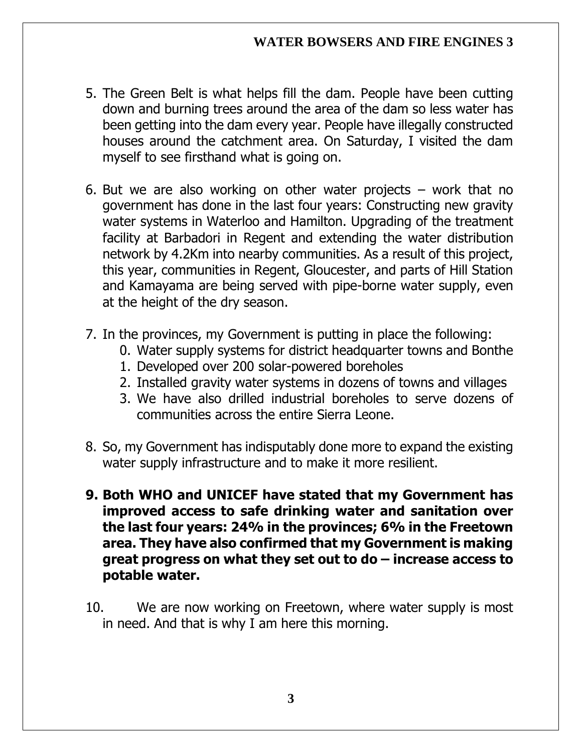5. The Green Belt is what helps fill the dam. People have been cutting down and burning trees around the area of the dam so less water has been getting into the dam every year. People have illegally constructed houses around the catchment area. On Saturday, I visited the dam myself to see firsthand what is going on.

6. But we are also working on other water projects – work that no government has done in the last four years: Constructing new gravity water systems in Waterloo and Hamilton. Upgrading of the treatment facility at Barbadori in Regent and extending the water distribution network by 4.2Km into nearby communities. As a result of this project, this year, communities in Regent, Gloucester, and parts of Hill Station and Kamayama are being served with pipe-borne water supply, even at the height of the dry season.

7. In the provinces, my Government is putting in place the following:
    0. Water supply systems for district headquarter towns and Bonthe
    1. Developed over 200 solar-powered boreholes
    2. Installed gravity water systems in dozens of towns and villages
    3. We have also drilled industrial boreholes to serve dozens of communities across the entire Sierra Leone.

8. So, my Government has indisputably done more to expand the existing water supply infrastructure and to make it more resilient.

9. **Both WHO and UNICEF have stated that my Government has improved access to safe drinking water and sanitation over the last four years: 24% in the provinces; 6% in the Freetown area. They have also confirmed that my Government is making great progress on what they set out to do – increase access to potable water.**

10. We are now working on Freetown, where water supply is most in need. And that is why I am here this morning.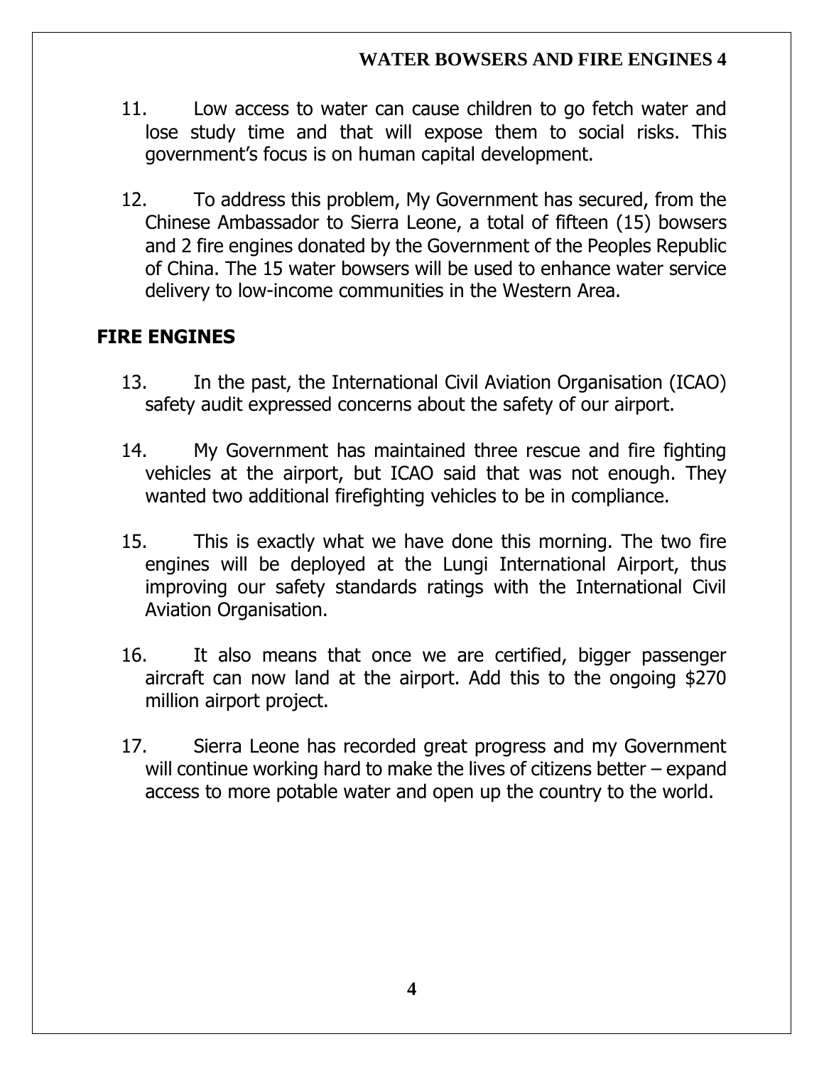11. Low access to water can cause children to go fetch water and lose study time and that will expose them to social risks. This government's focus is on human capital development.

12. To address this problem, My Government has secured, from the Chinese Ambassador to Sierra Leone, a total of fifteen (15) bowsers and 2 fire engines donated by the Government of the Peoples Republic of China. The 15 water bowsers will be used to enhance water service delivery to low-income communities in the Western Area.

## FIRE ENGINES

13. In the past, the International Civil Aviation Organisation (ICAO) safety audit expressed concerns about the safety of our airport.

14. My Government has maintained three rescue and fire fighting vehicles at the airport, but ICAO said that was not enough. They wanted two additional firefighting vehicles to be in compliance.

15. This is exactly what we have done this morning. The two fire engines will be deployed at the Lungi International Airport, thus improving our safety standards ratings with the International Civil Aviation Organisation.

16. It also means that once we are certified, bigger passenger aircraft can now land at the airport. Add this to the ongoing $270 million airport project.

17. Sierra Leone has recorded great progress and my Government will continue working hard to make the lives of citizens better – expand access to more potable water and open up the country to the world.